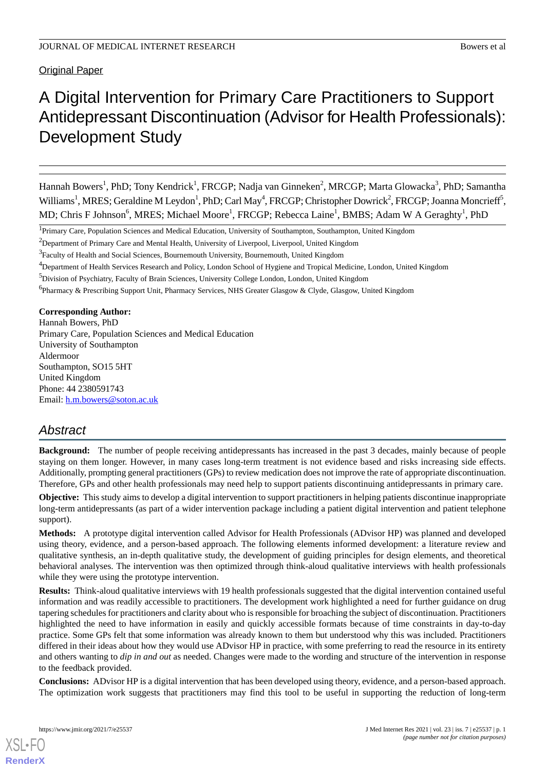Original Paper

# A Digital Intervention for Primary Care Practitioners to Support Antidepressant Discontinuation (Advisor for Health Professionals): Development Study

Hannah Bowers[1], PhD; Tony Kendrick[1], FRCGP; Nadja van Ginneken[2], MRCGP; Marta Glowacka[3], PhD; Samantha Williams[1], MRES; Geraldine M Leydon[1], PhD; Carl May[4], FRCGP; Christopher Dowrick[2], FRCGP; Joanna Moncrieff[5], MD; Chris F Johnson[6], MRES; Michael Moore[1], FRCGP; Rebecca Laine[1], BMBS; Adam W A Geraghty[1], PhD

[1]Primary Care, Population Sciences and Medical Education, University of Southampton, Southampton, United Kingdom

[2]Department of Primary Care and Mental Health, University of Liverpool, Liverpool, United Kingdom

[3]Faculty of Health and Social Sciences, Bournemouth University, Bournemouth, United Kingdom

[4]Department of Health Services Research and Policy, London School of Hygiene and Tropical Medicine, London, United Kingdom

[5]Division of Psychiatry, Faculty of Brain Sciences, University College London, London, United Kingdom

[6]Pharmacy & Prescribing Support Unit, Pharmacy Services, NHS Greater Glasgow & Clyde, Glasgow, United Kingdom

**Corresponding Author:**
Hannah Bowers, PhD
Primary Care, Population Sciences and Medical Education
University of Southampton
Aldermoor
Southampton, SO15 5HT
United Kingdom
Phone: 44 2380591743
Email: h.m.bowers@soton.ac.uk

## Abstract

**Background:** The number of people receiving antidepressants has increased in the past 3 decades, mainly because of people staying on them longer. However, in many cases long-term treatment is not evidence based and risks increasing side effects. Additionally, prompting general practitioners (GPs) to review medication does not improve the rate of appropriate discontinuation. Therefore, GPs and other health professionals may need help to support patients discontinuing antidepressants in primary care.

**Objective:** This study aims to develop a digital intervention to support practitioners in helping patients discontinue inappropriate long-term antidepressants (as part of a wider intervention package including a patient digital intervention and patient telephone support).

**Methods:** A prototype digital intervention called Advisor for Health Professionals (ADvisor HP) was planned and developed using theory, evidence, and a person-based approach. The following elements informed development: a literature review and qualitative synthesis, an in-depth qualitative study, the development of guiding principles for design elements, and theoretical behavioral analyses. The intervention was then optimized through think-aloud qualitative interviews with health professionals while they were using the prototype intervention.

**Results:** Think-aloud qualitative interviews with 19 health professionals suggested that the digital intervention contained useful information and was readily accessible to practitioners. The development work highlighted a need for further guidance on drug tapering schedules for practitioners and clarity about who is responsible for broaching the subject of discontinuation. Practitioners highlighted the need to have information in easily and quickly accessible formats because of time constraints in day-to-day practice. Some GPs felt that some information was already known to them but understood why this was included. Practitioners differed in their ideas about how they would use ADvisor HP in practice, with some preferring to read the resource in its entirety and others wanting to *dip in and out* as needed. Changes were made to the wording and structure of the intervention in response to the feedback provided.

**Conclusions:** ADvisor HP is a digital intervention that has been developed using theory, evidence, and a person-based approach. The optimization work suggests that practitioners may find this tool to be useful in supporting the reduction of long-term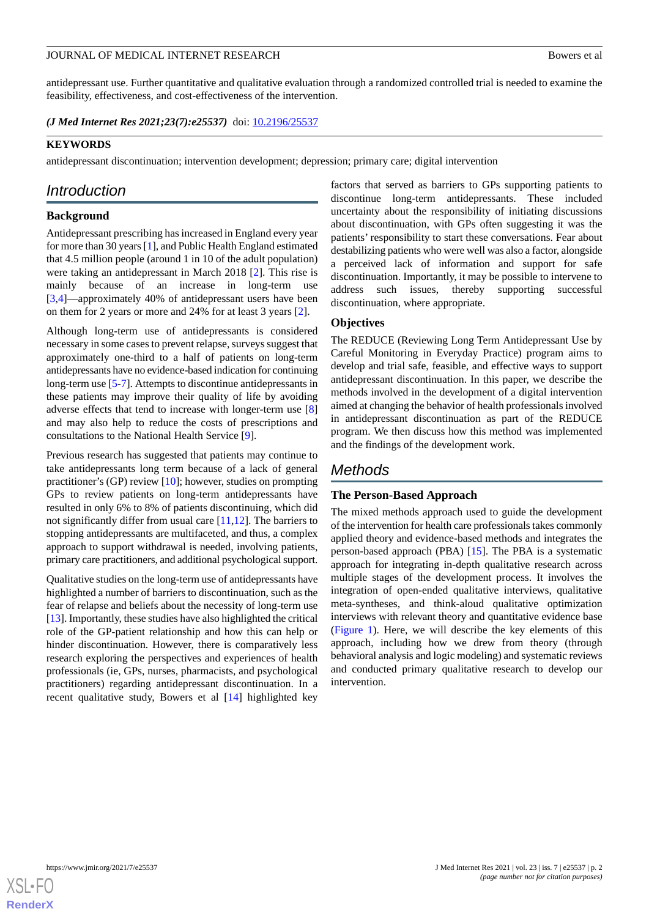antidepressant use. Further quantitative and qualitative evaluation through a randomized controlled trial is needed to examine the feasibility, effectiveness, and cost-effectiveness of the intervention.

***(J Med Internet Res 2021;23(7):e25537)*** doi: 10.2196/25537

**KEYWORDS**

antidepressant discontinuation; intervention development; depression; primary care; digital intervention

## Introduction

### Background

Antidepressant prescribing has increased in England every year for more than 30 years [1], and Public Health England estimated that 4.5 million people (around 1 in 10 of the adult population) were taking an antidepressant in March 2018 [2]. This rise is mainly because of an increase in long-term use [3,4]—approximately 40% of antidepressant users have been on them for 2 years or more and 24% for at least 3 years [2].

Although long-term use of antidepressants is considered necessary in some cases to prevent relapse, surveys suggest that approximately one-third to a half of patients on long-term antidepressants have no evidence-based indication for continuing long-term use [5-7]. Attempts to discontinue antidepressants in these patients may improve their quality of life by avoiding adverse effects that tend to increase with longer-term use [8] and may also help to reduce the costs of prescriptions and consultations to the National Health Service [9].

Previous research has suggested that patients may continue to take antidepressants long term because of a lack of general practitioner's (GP) review [10]; however, studies on prompting GPs to review patients on long-term antidepressants have resulted in only 6% to 8% of patients discontinuing, which did not significantly differ from usual care [11,12]. The barriers to stopping antidepressants are multifaceted, and thus, a complex approach to support withdrawal is needed, involving patients, primary care practitioners, and additional psychological support.

Qualitative studies on the long-term use of antidepressants have highlighted a number of barriers to discontinuation, such as the fear of relapse and beliefs about the necessity of long-term use [13]. Importantly, these studies have also highlighted the critical role of the GP-patient relationship and how this can help or hinder discontinuation. However, there is comparatively less research exploring the perspectives and experiences of health professionals (ie, GPs, nurses, pharmacists, and psychological practitioners) regarding antidepressant discontinuation. In a recent qualitative study, Bowers et al [14] highlighted key factors that served as barriers to GPs supporting patients to discontinue long-term antidepressants. These included uncertainty about the responsibility of initiating discussions about discontinuation, with GPs often suggesting it was the patients' responsibility to start these conversations. Fear about destabilizing patients who were well was also a factor, alongside a perceived lack of information and support for safe discontinuation. Importantly, it may be possible to intervene to address such issues, thereby supporting successful discontinuation, where appropriate.

### Objectives

The REDUCE (Reviewing Long Term Antidepressant Use by Careful Monitoring in Everyday Practice) program aims to develop and trial safe, feasible, and effective ways to support antidepressant discontinuation. In this paper, we describe the methods involved in the development of a digital intervention aimed at changing the behavior of health professionals involved in antidepressant discontinuation as part of the REDUCE program. We then discuss how this method was implemented and the findings of the development work.

## Methods

### The Person-Based Approach

The mixed methods approach used to guide the development of the intervention for health care professionals takes commonly applied theory and evidence-based methods and integrates the person-based approach (PBA) [15]. The PBA is a systematic approach for integrating in-depth qualitative research across multiple stages of the development process. It involves the integration of open-ended qualitative interviews, qualitative meta-syntheses, and think-aloud qualitative optimization interviews with relevant theory and quantitative evidence base (Figure 1). Here, we will describe the key elements of this approach, including how we drew from theory (through behavioral analysis and logic modeling) and systematic reviews and conducted primary qualitative research to develop our intervention.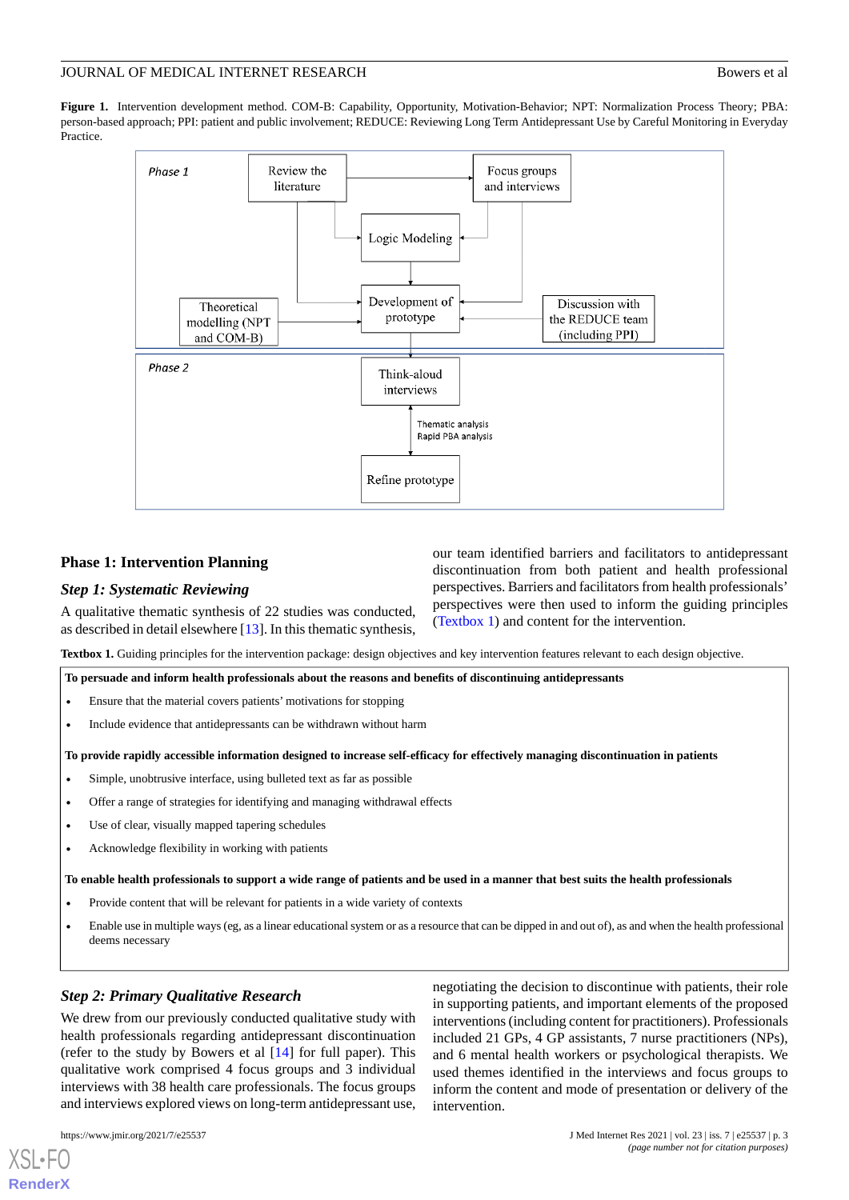**Figure 1.** Intervention development method. COM-B: Capability, Opportunity, Motivation-Behavior; NPT: Normalization Process Theory; PBA: person-based approach; PPI: patient and public involvement; REDUCE: Reviewing Long Term Antidepressant Use by Careful Monitoring in Everyday Practice.

### Phase 1: Intervention Planning

#### *Step 1: Systematic Reviewing*

A qualitative thematic synthesis of 22 studies was conducted, as described in detail elsewhere [13]. In this thematic synthesis, our team identified barriers and facilitators to antidepressant discontinuation from both patient and health professional perspectives. Barriers and facilitators from health professionals' perspectives were then used to inform the guiding principles (Textbox 1) and content for the intervention.

**Textbox 1.** Guiding principles for the intervention package: design objectives and key intervention features relevant to each design objective.

**To persuade and inform health professionals about the reasons and benefits of discontinuing antidepressants**

- Ensure that the material covers patients' motivations for stopping
- Include evidence that antidepressants can be withdrawn without harm

**To provide rapidly accessible information designed to increase self-efficacy for effectively managing discontinuation in patients**

- Simple, unobtrusive interface, using bulleted text as far as possible
- Offer a range of strategies for identifying and managing withdrawal effects
- Use of clear, visually mapped tapering schedules
- Acknowledge flexibility in working with patients

**To enable health professionals to support a wide range of patients and be used in a manner that best suits the health professionals**

- Provide content that will be relevant for patients in a wide variety of contexts
- Enable use in multiple ways (eg, as a linear educational system or as a resource that can be dipped in and out of), as and when the health professional deems necessary

#### *Step 2: Primary Qualitative Research*

We drew from our previously conducted qualitative study with health professionals regarding antidepressant discontinuation (refer to the study by Bowers et al [14] for full paper). This qualitative work comprised 4 focus groups and 3 individual interviews with 38 health care professionals. The focus groups and interviews explored views on long-term antidepressant use, negotiating the decision to discontinue with patients, their role in supporting patients, and important elements of the proposed interventions (including content for practitioners). Professionals included 21 GPs, 4 GP assistants, 7 nurse practitioners (NPs), and 6 mental health workers or psychological therapists. We used themes identified in the interviews and focus groups to inform the content and mode of presentation or delivery of the intervention.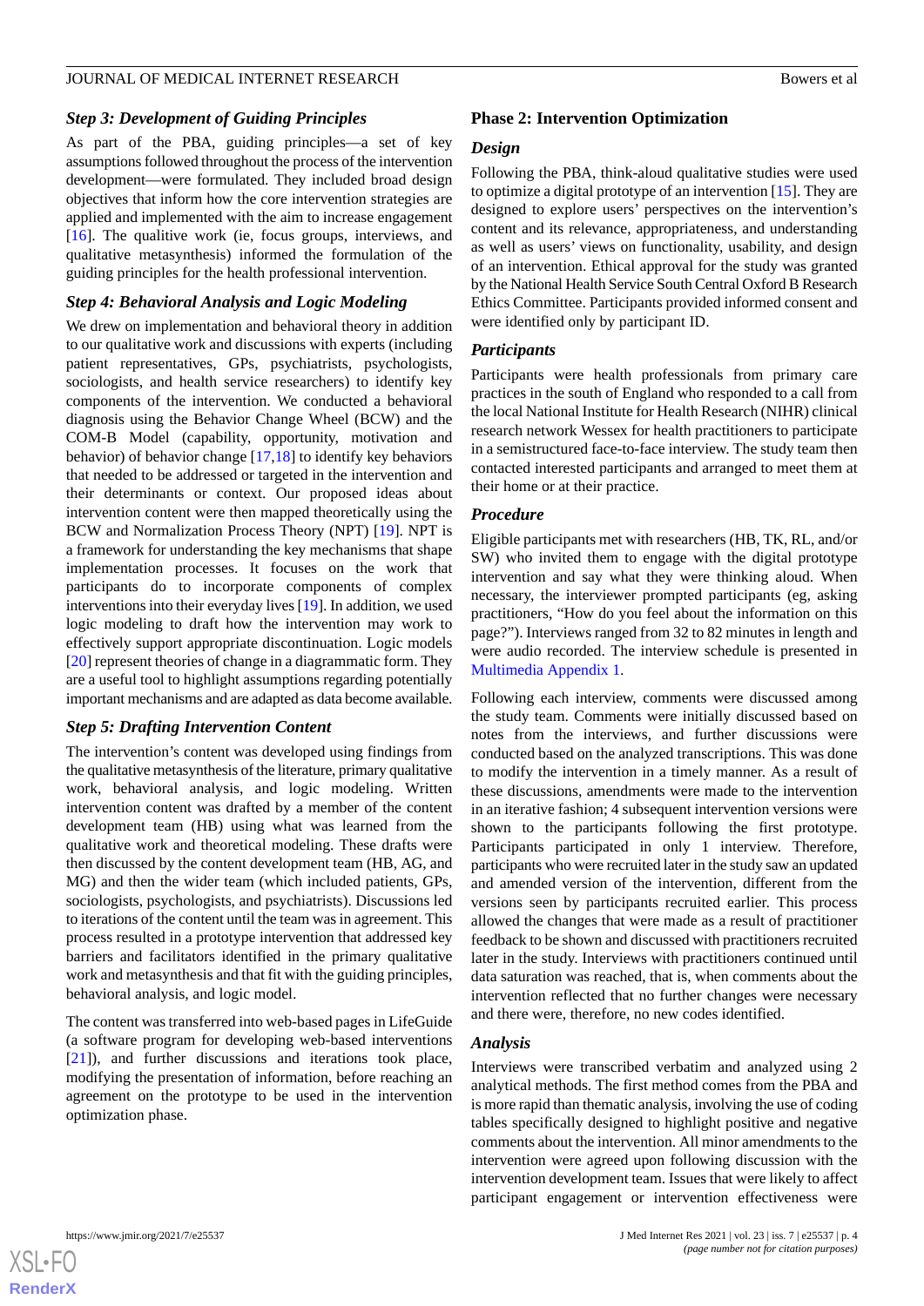### Step 3: Development of Guiding Principles

As part of the PBA, guiding principles—a set of key assumptions followed throughout the process of the intervention development—were formulated. They included broad design objectives that inform how the core intervention strategies are applied and implemented with the aim to increase engagement [16]. The qualitive work (ie, focus groups, interviews, and qualitative metasynthesis) informed the formulation of the guiding principles for the health professional intervention.

### Step 4: Behavioral Analysis and Logic Modeling

We drew on implementation and behavioral theory in addition to our qualitative work and discussions with experts (including patient representatives, GPs, psychiatrists, psychologists, sociologists, and health service researchers) to identify key components of the intervention. We conducted a behavioral diagnosis using the Behavior Change Wheel (BCW) and the COM-B Model (capability, opportunity, motivation and behavior) of behavior change [17,18] to identify key behaviors that needed to be addressed or targeted in the intervention and their determinants or context. Our proposed ideas about intervention content were then mapped theoretically using the BCW and Normalization Process Theory (NPT) [19]. NPT is a framework for understanding the key mechanisms that shape implementation processes. It focuses on the work that participants do to incorporate components of complex interventions into their everyday lives [19]. In addition, we used logic modeling to draft how the intervention may work to effectively support appropriate discontinuation. Logic models [20] represent theories of change in a diagrammatic form. They are a useful tool to highlight assumptions regarding potentially important mechanisms and are adapted as data become available.

### Step 5: Drafting Intervention Content

The intervention's content was developed using findings from the qualitative metasynthesis of the literature, primary qualitative work, behavioral analysis, and logic modeling. Written intervention content was drafted by a member of the content development team (HB) using what was learned from the qualitative work and theoretical modeling. These drafts were then discussed by the content development team (HB, AG, and MG) and then the wider team (which included patients, GPs, sociologists, psychologists, and psychiatrists). Discussions led to iterations of the content until the team was in agreement. This process resulted in a prototype intervention that addressed key barriers and facilitators identified in the primary qualitative work and metasynthesis and that fit with the guiding principles, behavioral analysis, and logic model.

The content was transferred into web-based pages in LifeGuide (a software program for developing web-based interventions [21]), and further discussions and iterations took place, modifying the presentation of information, before reaching an agreement on the prototype to be used in the intervention optimization phase.

## Phase 2: Intervention Optimization

### Design

Following the PBA, think-aloud qualitative studies were used to optimize a digital prototype of an intervention [15]. They are designed to explore users' perspectives on the intervention's content and its relevance, appropriateness, and understanding as well as users' views on functionality, usability, and design of an intervention. Ethical approval for the study was granted by the National Health Service South Central Oxford B Research Ethics Committee. Participants provided informed consent and were identified only by participant ID.

### Participants

Participants were health professionals from primary care practices in the south of England who responded to a call from the local National Institute for Health Research (NIHR) clinical research network Wessex for health practitioners to participate in a semistructured face-to-face interview. The study team then contacted interested participants and arranged to meet them at their home or at their practice.

### Procedure

Eligible participants met with researchers (HB, TK, RL, and/or SW) who invited them to engage with the digital prototype intervention and say what they were thinking aloud. When necessary, the interviewer prompted participants (eg, asking practitioners, "How do you feel about the information on this page?"). Interviews ranged from 32 to 82 minutes in length and were audio recorded. The interview schedule is presented in Multimedia Appendix 1.

Following each interview, comments were discussed among the study team. Comments were initially discussed based on notes from the interviews, and further discussions were conducted based on the analyzed transcriptions. This was done to modify the intervention in a timely manner. As a result of these discussions, amendments were made to the intervention in an iterative fashion; 4 subsequent intervention versions were shown to the participants following the first prototype. Participants participated in only 1 interview. Therefore, participants who were recruited later in the study saw an updated and amended version of the intervention, different from the versions seen by participants recruited earlier. This process allowed the changes that were made as a result of practitioner feedback to be shown and discussed with practitioners recruited later in the study. Interviews with practitioners continued until data saturation was reached, that is, when comments about the intervention reflected that no further changes were necessary and there were, therefore, no new codes identified.

### Analysis

Interviews were transcribed verbatim and analyzed using 2 analytical methods. The first method comes from the PBA and is more rapid than thematic analysis, involving the use of coding tables specifically designed to highlight positive and negative comments about the intervention. All minor amendments to the intervention were agreed upon following discussion with the intervention development team. Issues that were likely to affect participant engagement or intervention effectiveness were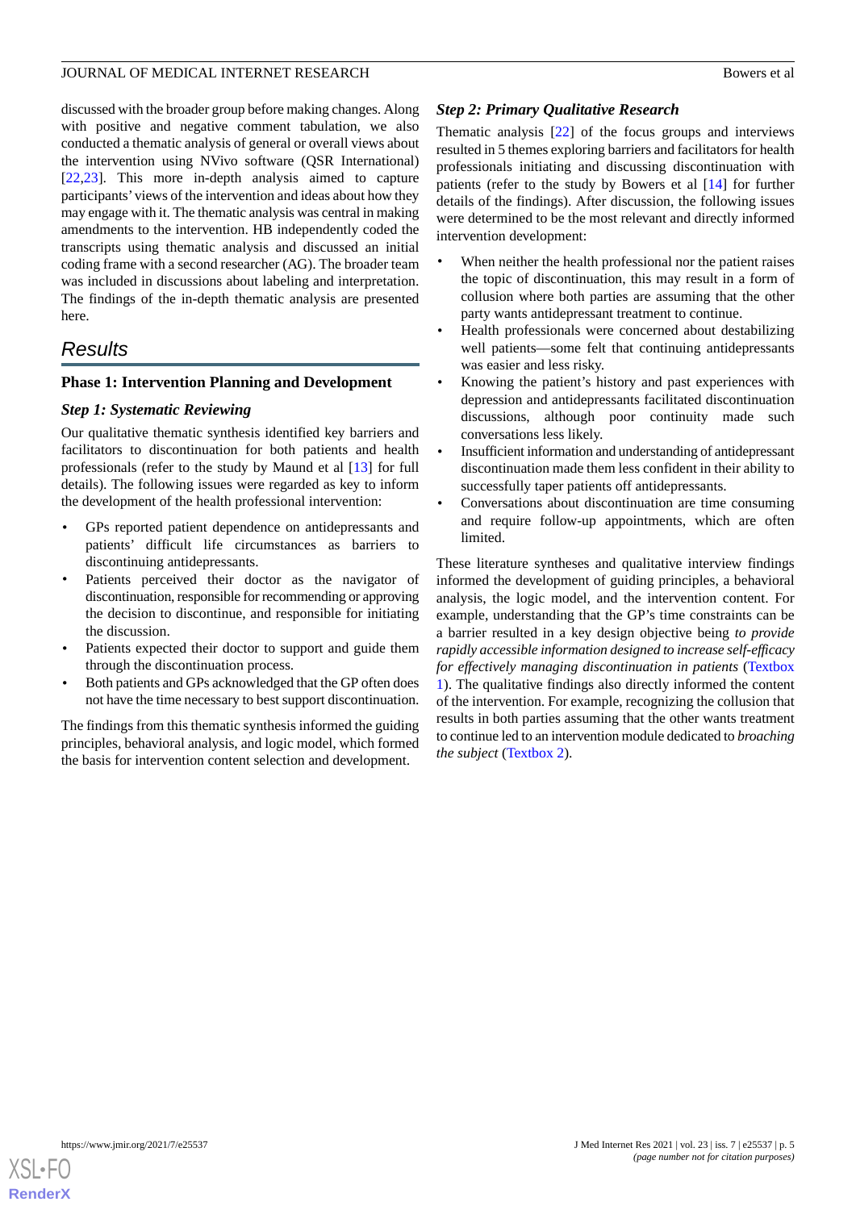discussed with the broader group before making changes. Along with positive and negative comment tabulation, we also conducted a thematic analysis of general or overall views about the intervention using NVivo software (QSR International) [22,23]. This more in-depth analysis aimed to capture participants' views of the intervention and ideas about how they may engage with it. The thematic analysis was central in making amendments to the intervention. HB independently coded the transcripts using thematic analysis and discussed an initial coding frame with a second researcher (AG). The broader team was included in discussions about labeling and interpretation. The findings of the in-depth thematic analysis are presented here.

## Results

### Phase 1: Intervention Planning and Development

#### Step 1: Systematic Reviewing

Our qualitative thematic synthesis identified key barriers and facilitators to discontinuation for both patients and health professionals (refer to the study by Maund et al [13] for full details). The following issues were regarded as key to inform the development of the health professional intervention:

- GPs reported patient dependence on antidepressants and patients' difficult life circumstances as barriers to discontinuing antidepressants.
- Patients perceived their doctor as the navigator of discontinuation, responsible for recommending or approving the decision to discontinue, and responsible for initiating the discussion.
- Patients expected their doctor to support and guide them through the discontinuation process.
- Both patients and GPs acknowledged that the GP often does not have the time necessary to best support discontinuation.

The findings from this thematic synthesis informed the guiding principles, behavioral analysis, and logic model, which formed the basis for intervention content selection and development.

#### Step 2: Primary Qualitative Research

Thematic analysis [22] of the focus groups and interviews resulted in 5 themes exploring barriers and facilitators for health professionals initiating and discussing discontinuation with patients (refer to the study by Bowers et al [14] for further details of the findings). After discussion, the following issues were determined to be the most relevant and directly informed intervention development:

- When neither the health professional nor the patient raises the topic of discontinuation, this may result in a form of collusion where both parties are assuming that the other party wants antidepressant treatment to continue.
- Health professionals were concerned about destabilizing well patients—some felt that continuing antidepressants was easier and less risky.
- Knowing the patient's history and past experiences with depression and antidepressants facilitated discontinuation discussions, although poor continuity made such conversations less likely.
- Insufficient information and understanding of antidepressant discontinuation made them less confident in their ability to successfully taper patients off antidepressants.
- Conversations about discontinuation are time consuming and require follow-up appointments, which are often limited.

These literature syntheses and qualitative interview findings informed the development of guiding principles, a behavioral analysis, the logic model, and the intervention content. For example, understanding that the GP's time constraints can be a barrier resulted in a key design objective being *to provide rapidly accessible information designed to increase self-efficacy for effectively managing discontinuation in patients* (Textbox 1). The qualitative findings also directly informed the content of the intervention. For example, recognizing the collusion that results in both parties assuming that the other wants treatment to continue led to an intervention module dedicated to *broaching the subject* (Textbox 2).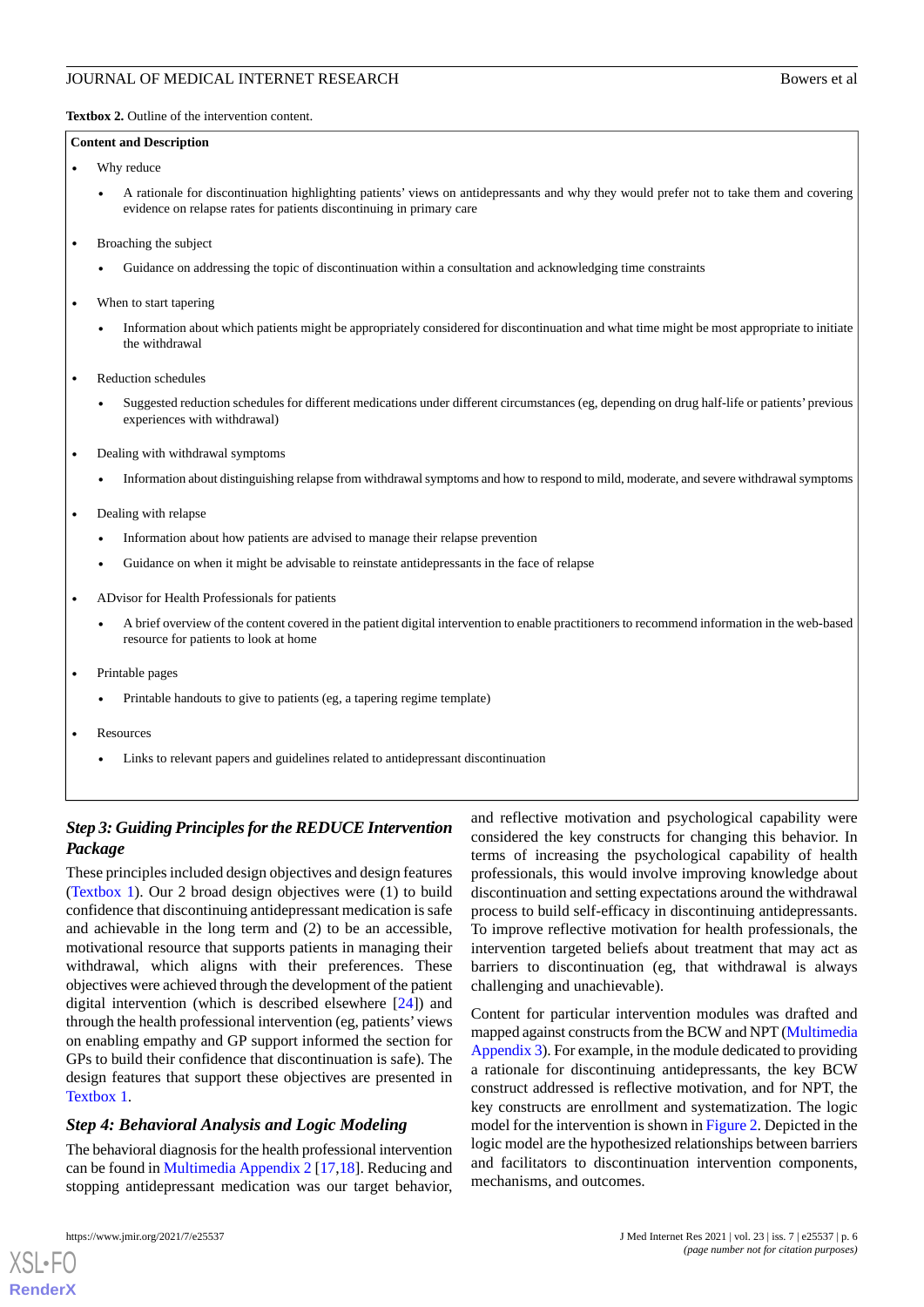**Textbox 2.** Outline of the intervention content.

**Content and Description**

- Why reduce
  - A rationale for discontinuation highlighting patients' views on antidepressants and why they would prefer not to take them and covering evidence on relapse rates for patients discontinuing in primary care
- Broaching the subject
  - Guidance on addressing the topic of discontinuation within a consultation and acknowledging time constraints
- When to start tapering
  - Information about which patients might be appropriately considered for discontinuation and what time might be most appropriate to initiate the withdrawal
- Reduction schedules
  - Suggested reduction schedules for different medications under different circumstances (eg, depending on drug half-life or patients' previous experiences with withdrawal)
- Dealing with withdrawal symptoms
  - Information about distinguishing relapse from withdrawal symptoms and how to respond to mild, moderate, and severe withdrawal symptoms
- Dealing with relapse
  - Information about how patients are advised to manage their relapse prevention
  - Guidance on when it might be advisable to reinstate antidepressants in the face of relapse
- ADvisor for Health Professionals for patients
  - A brief overview of the content covered in the patient digital intervention to enable practitioners to recommend information in the web-based resource for patients to look at home
- Printable pages
  - Printable handouts to give to patients (eg, a tapering regime template)
- Resources
  - Links to relevant papers and guidelines related to antidepressant discontinuation

### *Step 3: Guiding Principles for the REDUCE Intervention Package*

These principles included design objectives and design features (Textbox 1). Our 2 broad design objectives were (1) to build confidence that discontinuing antidepressant medication is safe and achievable in the long term and (2) to be an accessible, motivational resource that supports patients in managing their withdrawal, which aligns with their preferences. These objectives were achieved through the development of the patient digital intervention (which is described elsewhere [24]) and through the health professional intervention (eg, patients' views on enabling empathy and GP support informed the section for GPs to build their confidence that discontinuation is safe). The design features that support these objectives are presented in Textbox 1.

### *Step 4: Behavioral Analysis and Logic Modeling*

The behavioral diagnosis for the health professional intervention can be found in Multimedia Appendix 2 [17,18]. Reducing and stopping antidepressant medication was our target behavior, and reflective motivation and psychological capability were considered the key constructs for changing this behavior. In terms of increasing the psychological capability of health professionals, this would involve improving knowledge about discontinuation and setting expectations around the withdrawal process to build self-efficacy in discontinuing antidepressants. To improve reflective motivation for health professionals, the intervention targeted beliefs about treatment that may act as barriers to discontinuation (eg, that withdrawal is always challenging and unachievable).

Content for particular intervention modules was drafted and mapped against constructs from the BCW and NPT (Multimedia Appendix 3). For example, in the module dedicated to providing a rationale for discontinuing antidepressants, the key BCW construct addressed is reflective motivation, and for NPT, the key constructs are enrollment and systematization. The logic model for the intervention is shown in Figure 2. Depicted in the logic model are the hypothesized relationships between barriers and facilitators to discontinuation intervention components, mechanisms, and outcomes.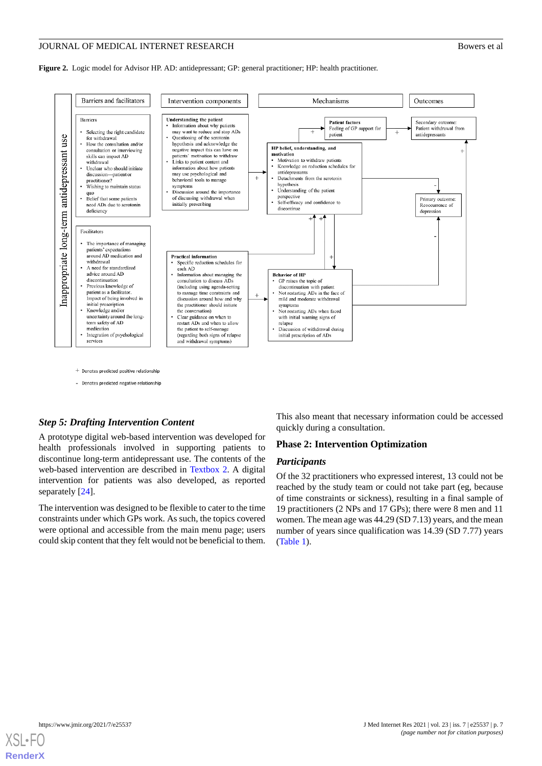**Figure 2.** Logic model for Advisor HP. AD: antidepressant; GP: general practitioner; HP: health practitioner.

Inappropriate long-term antidepressant use

**Barriers and facilitators**

Barriers

- Selecting the right candidate for withdrawal
- How the consultation and/or consultation or interviewing skills can impact AD withdrawal
- Unclear who should initiate discussion—patient or practitioner?
- Wishing to maintain status quo
- Belief that some patients need ADs due to serotonin deficiency

Facilitators

- The importance of managing patients' expectations around AD medication and withdrawal
- A need for standardized advice around AD discontinuation
- Previous knowledge of patient as a facilitator. Impact of being involved in initial prescription
- Knowledge and/or uncertainty around the long-term safety of AD medication
- Integration of psychological services

**Intervention components**

Understanding the patient

- Information about why patients may want to reduce and stop ADs
- Questioning of the serotonin hypothesis and acknowledge the negative impact this can have on patients' motivation to withdraw
- Links to patient content and information about how patients may use psychological and behavioral tools to manage symptoms
- Discussion around the importance of discussing withdrawal when initially prescribing

Practical information

- Specific reduction schedules for each AD
- Information about managing the consultation to discuss ADs (including using agenda-setting to manage time constraints and discussion around how and why the practitioner should initiate the conversation)
- Clear guidance on when to restart ADs and when to allow the patient to self-manage (regarding both signs of relapse and withdrawal symptoms)

**Mechanisms**

Patient factors

Feeling of GP support for patient

HP belief, understanding, and motivation

- Motivation to withdraw patients
- Knowledge on reduction schedules for antidepressants
- Detachments from the serotonin hypothesis
- Understanding of the patient perspective
- Self-efficacy and confidence to discontinue

Behavior of HP

- GP raises the topic of discontinuation with patient
- Not restarting ADs in the face of mild and moderate withdrawal symptoms
- Not restarting ADs when faced with initial warning signs of relapse
- Discussion of withdrawal during initial prescription of ADs

**Outcomes**

Secondary outcome: Patient withdrawal from antidepressants

Primary outcome: Reoccurrence of depression

+ Denotes predicted positive relationship

- Denotes predicted negative relationship

### Step 5: Drafting Intervention Content

A prototype digital web-based intervention was developed for health professionals involved in supporting patients to discontinue long-term antidepressant use. The contents of the web-based intervention are described in Textbox 2. A digital intervention for patients was also developed, as reported separately [24].

The intervention was designed to be flexible to cater to the time constraints under which GPs work. As such, the topics covered were optional and accessible from the main menu page; users could skip content that they felt would not be beneficial to them. This also meant that necessary information could be accessed quickly during a consultation.

## Phase 2: Intervention Optimization

### Participants

Of the 32 practitioners who expressed interest, 13 could not be reached by the study team or could not take part (eg, because of time constraints or sickness), resulting in a final sample of 19 practitioners (2 NPs and 17 GPs); there were 8 men and 11 women. The mean age was 44.29 (SD 7.13) years, and the mean number of years since qualification was 14.39 (SD 7.77) years (Table 1).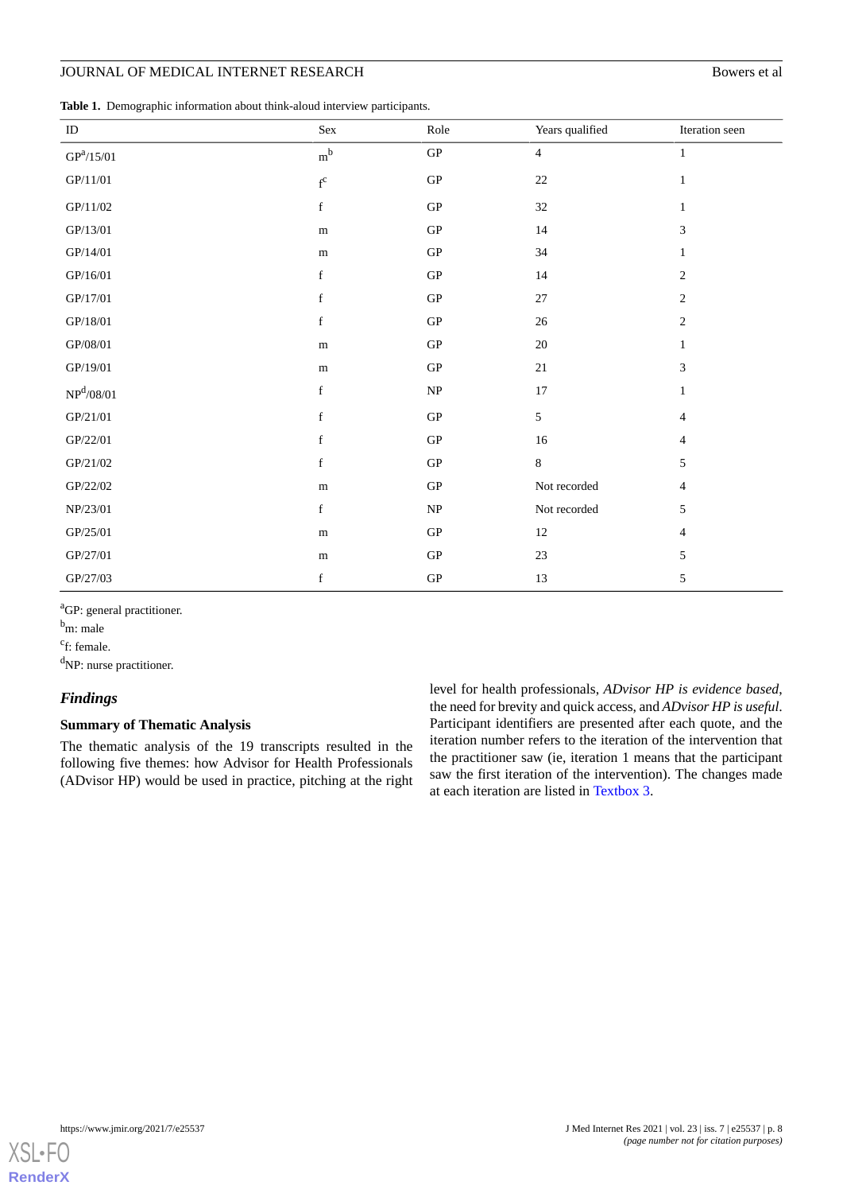**Table 1.** Demographic information about think-aloud interview participants.

| ID | Sex | Role | Years qualified | Iteration seen |
|---|---|---|---|---|
| GP[a]/15/01 | m[b] | GP | 4 | 1 |
| GP/11/01 | f[c] | GP | 22 | 1 |
| GP/11/02 | f | GP | 32 | 1 |
| GP/13/01 | m | GP | 14 | 3 |
| GP/14/01 | m | GP | 34 | 1 |
| GP/16/01 | f | GP | 14 | 2 |
| GP/17/01 | f | GP | 27 | 2 |
| GP/18/01 | f | GP | 26 | 2 |
| GP/08/01 | m | GP | 20 | 1 |
| GP/19/01 | m | GP | 21 | 3 |
| NP[d]/08/01 | f | NP | 17 | 1 |
| GP/21/01 | f | GP | 5 | 4 |
| GP/22/01 | f | GP | 16 | 4 |
| GP/21/02 | f | GP | 8 | 5 |
| GP/22/02 | m | GP | Not recorded | 4 |
| NP/23/01 | f | NP | Not recorded | 5 |
| GP/25/01 | m | GP | 12 | 4 |
| GP/27/01 | m | GP | 23 | 5 |
| GP/27/03 | f | GP | 13 | 5 |

[a]GP: general practitioner.

[b]m: male

[c]f: female.

[d]NP: nurse practitioner.

## *Findings*

### Summary of Thematic Analysis

The thematic analysis of the 19 transcripts resulted in the following five themes: how Advisor for Health Professionals (ADvisor HP) would be used in practice, pitching at the right level for health professionals, *ADvisor HP is evidence based*, the need for brevity and quick access, and *ADvisor HP is useful*. Participant identifiers are presented after each quote, and the iteration number refers to the iteration of the intervention that the practitioner saw (ie, iteration 1 means that the participant saw the first iteration of the intervention). The changes made at each iteration are listed in Textbox 3.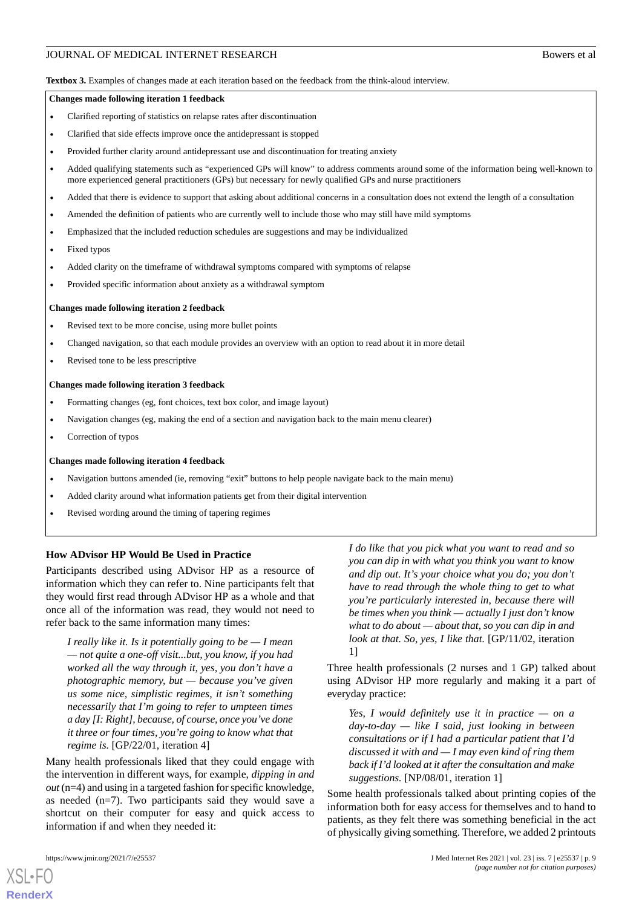**Textbox 3.** Examples of changes made at each iteration based on the feedback from the think-aloud interview.

**Changes made following iteration 1 feedback**

- Clarified reporting of statistics on relapse rates after discontinuation
- Clarified that side effects improve once the antidepressant is stopped
- Provided further clarity around antidepressant use and discontinuation for treating anxiety
- Added qualifying statements such as "experienced GPs will know" to address comments around some of the information being well-known to more experienced general practitioners (GPs) but necessary for newly qualified GPs and nurse practitioners
- Added that there is evidence to support that asking about additional concerns in a consultation does not extend the length of a consultation
- Amended the definition of patients who are currently well to include those who may still have mild symptoms
- Emphasized that the included reduction schedules are suggestions and may be individualized
- Fixed typos
- Added clarity on the timeframe of withdrawal symptoms compared with symptoms of relapse
- Provided specific information about anxiety as a withdrawal symptom

**Changes made following iteration 2 feedback**

- Revised text to be more concise, using more bullet points
- Changed navigation, so that each module provides an overview with an option to read about it in more detail
- Revised tone to be less prescriptive

**Changes made following iteration 3 feedback**

- Formatting changes (eg, font choices, text box color, and image layout)
- Navigation changes (eg, making the end of a section and navigation back to the main menu clearer)
- Correction of typos

**Changes made following iteration 4 feedback**

- Navigation buttons amended (ie, removing "exit" buttons to help people navigate back to the main menu)
- Added clarity around what information patients get from their digital intervention
- Revised wording around the timing of tapering regimes

### How ADvisor HP Would Be Used in Practice

Participants described using ADvisor HP as a resource of information which they can refer to. Nine participants felt that they would first read through ADvisor HP as a whole and that once all of the information was read, they would not need to refer back to the same information many times:

> *I really like it. Is it potentially going to be — I mean — not quite a one-off visit...but, you know, if you had worked all the way through it, yes, you don't have a photographic memory, but — because you've given us some nice, simplistic regimes, it isn't something necessarily that I'm going to refer to umpteen times a day [I: Right], because, of course, once you've done it three or four times, you're going to know what that regime is.* [GP/22/01, iteration 4]

Many health professionals liked that they could engage with the intervention in different ways, for example, *dipping in and out* (n=4) and using in a targeted fashion for specific knowledge, as needed (n=7). Two participants said they would save a shortcut on their computer for easy and quick access to information if and when they needed it:

> *I do like that you pick what you want to read and so you can dip in with what you think you want to know and dip out. It's your choice what you do; you don't have to read through the whole thing to get to what you're particularly interested in, because there will be times when you think — actually I just don't know what to do about — about that, so you can dip in and look at that. So, yes, I like that.* [GP/11/02, iteration 1]

Three health professionals (2 nurses and 1 GP) talked about using ADvisor HP more regularly and making it a part of everyday practice:

> *Yes, I would definitely use it in practice — on a day-to-day — like I said, just looking in between consultations or if I had a particular patient that I'd discussed it with and — I may even kind of ring them back if I'd looked at it after the consultation and make suggestions.* [NP/08/01, iteration 1]

Some health professionals talked about printing copies of the information both for easy access for themselves and to hand to patients, as they felt there was something beneficial in the act of physically giving something. Therefore, we added 2 printouts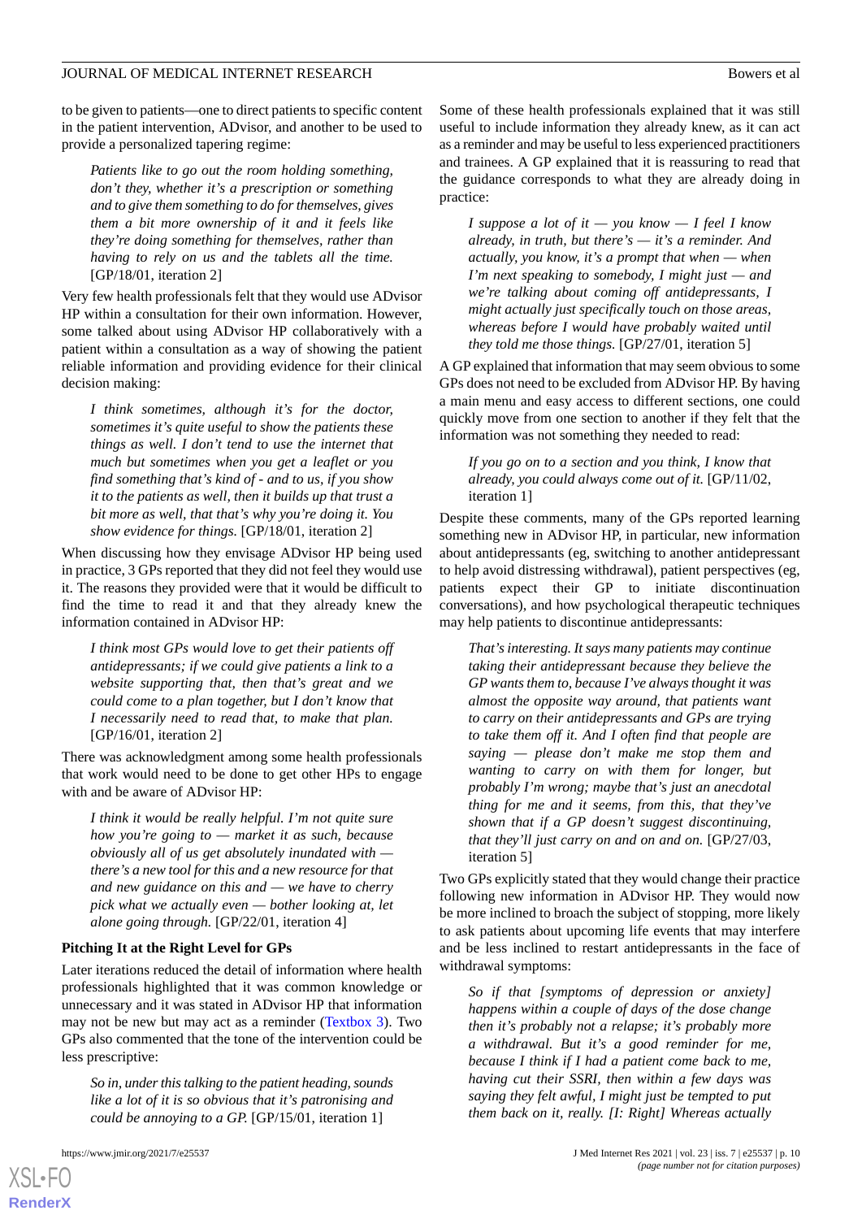to be given to patients—one to direct patients to specific content in the patient intervention, ADvisor, and another to be used to provide a personalized tapering regime:

> *Patients like to go out the room holding something, don't they, whether it's a prescription or something and to give them something to do for themselves, gives them a bit more ownership of it and it feels like they're doing something for themselves, rather than having to rely on us and the tablets all the time.* [GP/18/01, iteration 2]

Very few health professionals felt that they would use ADvisor HP within a consultation for their own information. However, some talked about using ADvisor HP collaboratively with a patient within a consultation as a way of showing the patient reliable information and providing evidence for their clinical decision making:

> *I think sometimes, although it's for the doctor, sometimes it's quite useful to show the patients these things as well. I don't tend to use the internet that much but sometimes when you get a leaflet or you find something that's kind of - and to us, if you show it to the patients as well, then it builds up that trust a bit more as well, that that's why you're doing it. You show evidence for things.* [GP/18/01, iteration 2]

When discussing how they envisage ADvisor HP being used in practice, 3 GPs reported that they did not feel they would use it. The reasons they provided were that it would be difficult to find the time to read it and that they already knew the information contained in ADvisor HP:

> *I think most GPs would love to get their patients off antidepressants; if we could give patients a link to a website supporting that, then that's great and we could come to a plan together, but I don't know that I necessarily need to read that, to make that plan.* [GP/16/01, iteration 2]

There was acknowledgment among some health professionals that work would need to be done to get other HPs to engage with and be aware of ADvisor HP:

> *I think it would be really helpful. I'm not quite sure how you're going to — market it as such, because obviously all of us get absolutely inundated with — there's a new tool for this and a new resource for this and new guidance on this and — we have to cherry pick what we actually even — bother looking at, let alone going through.* [GP/22/01, iteration 4]

### Pitching It at the Right Level for GPs

Later iterations reduced the detail of information where health professionals highlighted that it was common knowledge or unnecessary and it was stated in ADvisor HP that information may not be new but may act as a reminder (Textbox 3). Two GPs also commented that the tone of the intervention could be less prescriptive:

> *So in, under this talking to the patient heading, sounds like a lot of it is so obvious that it's patronising and could be annoying to a GP.* [GP/15/01, iteration 1]

Some of these health professionals explained that it was still useful to include information they already knew, as it can act as a reminder and may be useful to less experienced practitioners and trainees. A GP explained that it is reassuring to read that the guidance corresponds to what they are already doing in practice:

> *I suppose a lot of it — you know — I feel I know already, in truth, but there's — it's a reminder. And actually, you know, it's a prompt that when — when I'm next speaking to somebody, I might just — and we're talking about coming off antidepressants, I might actually just specifically touch on those areas, whereas before I would have probably waited until they told me those things.* [GP/27/01, iteration 5]

A GP explained that information that may seem obvious to some GPs does not need to be excluded from ADvisor HP. By having a main menu and easy access to different sections, one could quickly move from one section to another if they felt that the information was not something they needed to read:

> *If you go on to a section and you think, I know that already, you could always come out of it.* [GP/11/02, iteration 1]

Despite these comments, many of the GPs reported learning something new in ADvisor HP, in particular, new information about antidepressants (eg, switching to another antidepressant to help avoid distressing withdrawal), patient perspectives (eg, patients expect their GP to initiate discontinuation conversations), and how psychological therapeutic techniques may help patients to discontinue antidepressants:

> *That's interesting. It says many patients may continue taking their antidepressant because they believe the GP wants them to, because I've always thought it was almost the opposite way around, that patients want to carry on their antidepressants and GPs are trying to take them off it. And I often find that people are saying — please don't make me stop them and wanting to carry on with them for longer, but probably I'm wrong; maybe that's just an anecdotal thing for me and it seems, from this, that they've shown that if a GP doesn't suggest discontinuing, that they'll just carry on and on and on.* [GP/27/03, iteration 5]

Two GPs explicitly stated that they would change their practice following new information in ADvisor HP. They would now be more inclined to broach the subject of stopping, more likely to ask patients about upcoming life events that may interfere and be less inclined to restart antidepressants in the face of withdrawal symptoms:

> *So if that [symptoms of depression or anxiety] happens within a couple of days of the dose change then it's probably not a relapse; it's probably more a withdrawal. But it's a good reminder for me, because I think if I had a patient come back to me, having cut their SSRI, then within a few days was saying they felt awful, I might just be tempted to put them back on it, really. [I: Right] Whereas actually*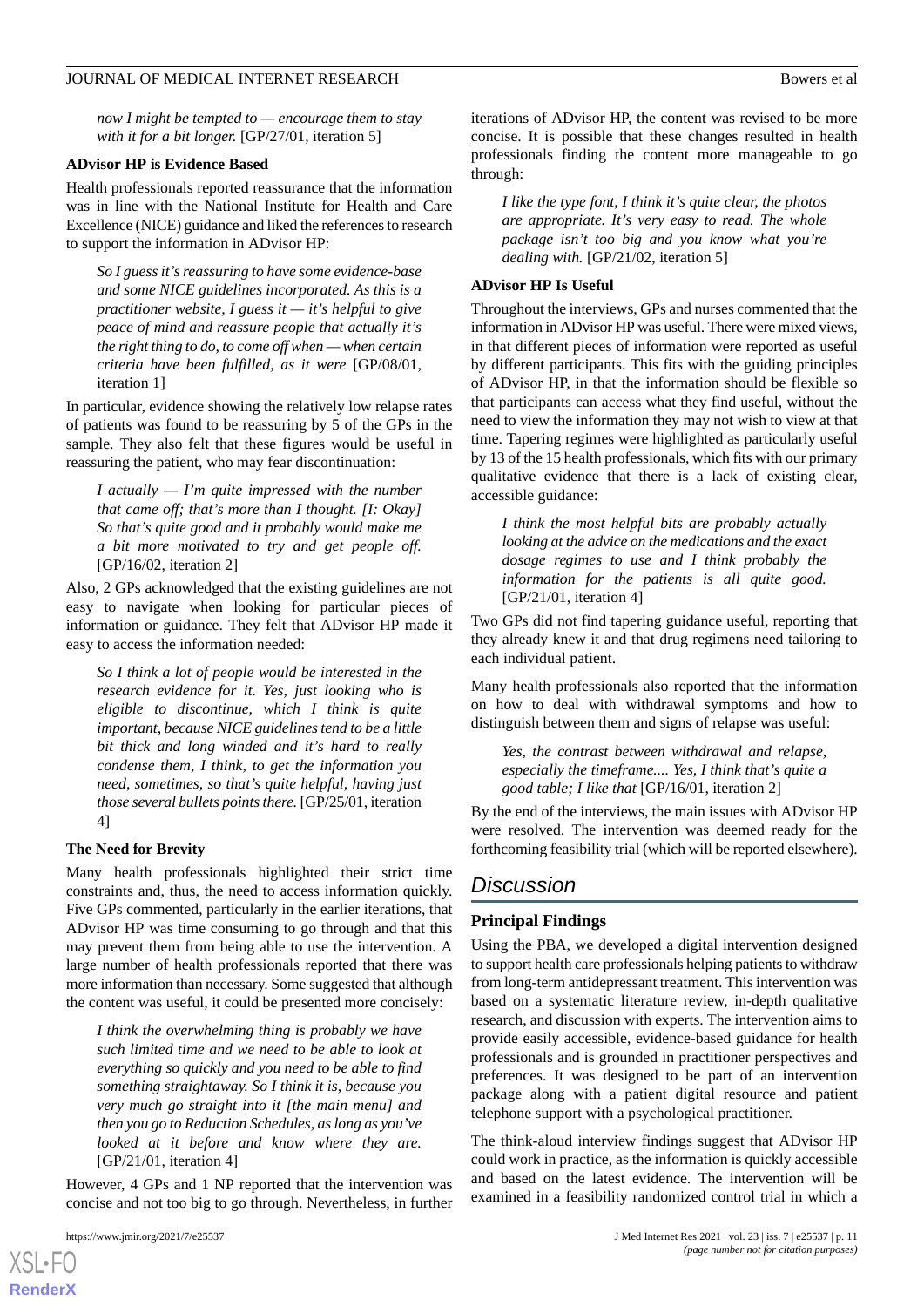> *now I might be tempted to — encourage them to stay with it for a bit longer.* [GP/27/01, iteration 5]

### ADvisor HP is Evidence Based

Health professionals reported reassurance that the information was in line with the National Institute for Health and Care Excellence (NICE) guidance and liked the references to research to support the information in ADvisor HP:

> *So I guess it's reassuring to have some evidence-base and some NICE guidelines incorporated. As this is a practitioner website, I guess it — it's helpful to give peace of mind and reassure people that actually it's the right thing to do, to come off when — when certain criteria have been fulfilled, as it were* [GP/08/01, iteration 1]

In particular, evidence showing the relatively low relapse rates of patients was found to be reassuring by 5 of the GPs in the sample. They also felt that these figures would be useful in reassuring the patient, who may fear discontinuation:

> *I actually — I'm quite impressed with the number that came off; that's more than I thought. [I: Okay] So that's quite good and it probably would make me a bit more motivated to try and get people off.* [GP/16/02, iteration 2]

Also, 2 GPs acknowledged that the existing guidelines are not easy to navigate when looking for particular pieces of information or guidance. They felt that ADvisor HP made it easy to access the information needed:

> *So I think a lot of people would be interested in the research evidence for it. Yes, just looking who is eligible to discontinue, which I think is quite important, because NICE guidelines tend to be a little bit thick and long winded and it's hard to really condense them, I think, to get the information you need, sometimes, so that's quite helpful, having just those several bullets points there.* [GP/25/01, iteration 4]

### The Need for Brevity

Many health professionals highlighted their strict time constraints and, thus, the need to access information quickly. Five GPs commented, particularly in the earlier iterations, that ADvisor HP was time consuming to go through and that this may prevent them from being able to use the intervention. A large number of health professionals reported that there was more information than necessary. Some suggested that although the content was useful, it could be presented more concisely:

> *I think the overwhelming thing is probably we have such limited time and we need to be able to look at everything so quickly and you need to be able to find something straightaway. So I think it is, because you very much go straight into it [the main menu] and then you go to Reduction Schedules, as long as you've looked at it before and know where they are.* [GP/21/01, iteration 4]

However, 4 GPs and 1 NP reported that the intervention was concise and not too big to go through. Nevertheless, in further iterations of ADvisor HP, the content was revised to be more concise. It is possible that these changes resulted in health professionals finding the content more manageable to go through:

> *I like the type font, I think it's quite clear, the photos are appropriate. It's very easy to read. The whole package isn't too big and you know what you're dealing with.* [GP/21/02, iteration 5]

### ADvisor HP Is Useful

Throughout the interviews, GPs and nurses commented that the information in ADvisor HP was useful. There were mixed views, in that different pieces of information were reported as useful by different participants. This fits with the guiding principles of ADvisor HP, in that the information should be flexible so that participants can access what they find useful, without the need to view the information they may not wish to view at that time. Tapering regimes were highlighted as particularly useful by 13 of the 15 health professionals, which fits with our primary qualitative evidence that there is a lack of existing clear, accessible guidance:

> *I think the most helpful bits are probably actually looking at the advice on the medications and the exact dosage regimes to use and I think probably the information for the patients is all quite good.* [GP/21/01, iteration 4]

Two GPs did not find tapering guidance useful, reporting that they already knew it and that drug regimens need tailoring to each individual patient.

Many health professionals also reported that the information on how to deal with withdrawal symptoms and how to distinguish between them and signs of relapse was useful:

> *Yes, the contrast between withdrawal and relapse, especially the timeframe.... Yes, I think that's quite a good table; I like that* [GP/16/01, iteration 2]

By the end of the interviews, the main issues with ADvisor HP were resolved. The intervention was deemed ready for the forthcoming feasibility trial (which will be reported elsewhere).

## Discussion

### Principal Findings

Using the PBA, we developed a digital intervention designed to support health care professionals helping patients to withdraw from long-term antidepressant treatment. This intervention was based on a systematic literature review, in-depth qualitative research, and discussion with experts. The intervention aims to provide easily accessible, evidence-based guidance for health professionals and is grounded in practitioner perspectives and preferences. It was designed to be part of an intervention package along with a patient digital resource and patient telephone support with a psychological practitioner.

The think-aloud interview findings suggest that ADvisor HP could work in practice, as the information is quickly accessible and based on the latest evidence. The intervention will be examined in a feasibility randomized control trial in which a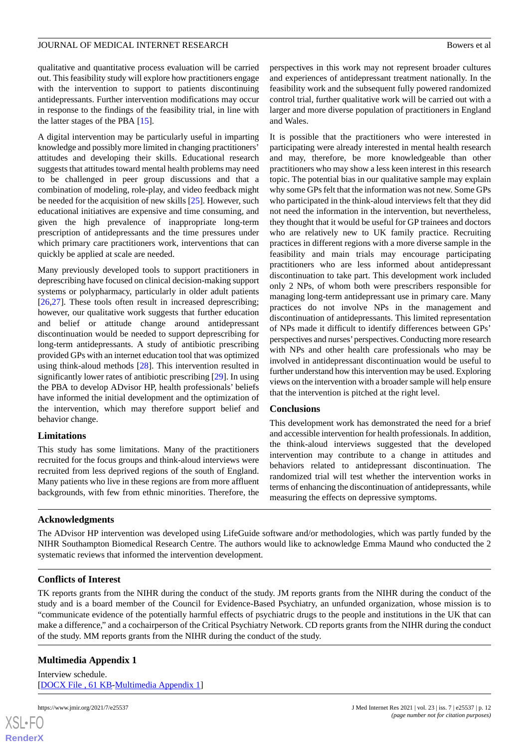qualitative and quantitative process evaluation will be carried out. This feasibility study will explore how practitioners engage with the intervention to support to patients discontinuing antidepressants. Further intervention modifications may occur in response to the findings of the feasibility trial, in line with the latter stages of the PBA [15].

A digital intervention may be particularly useful in imparting knowledge and possibly more limited in changing practitioners' attitudes and developing their skills. Educational research suggests that attitudes toward mental health problems may need to be challenged in peer group discussions and that a combination of modeling, role-play, and video feedback might be needed for the acquisition of new skills [25]. However, such educational initiatives are expensive and time consuming, and given the high prevalence of inappropriate long-term prescription of antidepressants and the time pressures under which primary care practitioners work, interventions that can quickly be applied at scale are needed.

Many previously developed tools to support practitioners in deprescribing have focused on clinical decision-making support systems or polypharmacy, particularly in older adult patients [26,27]. These tools often result in increased deprescribing; however, our qualitative work suggests that further education and belief or attitude change around antidepressant discontinuation would be needed to support deprescribing for long-term antidepressants. A study of antibiotic prescribing provided GPs with an internet education tool that was optimized using think-aloud methods [28]. This intervention resulted in significantly lower rates of antibiotic prescribing [29]. In using the PBA to develop ADvisor HP, health professionals' beliefs have informed the initial development and the optimization of the intervention, which may therefore support belief and behavior change.

### Limitations

This study has some limitations. Many of the practitioners recruited for the focus groups and think-aloud interviews were recruited from less deprived regions of the south of England. Many patients who live in these regions are from more affluent backgrounds, with few from ethnic minorities. Therefore, the perspectives in this work may not represent broader cultures and experiences of antidepressant treatment nationally. In the feasibility work and the subsequent fully powered randomized control trial, further qualitative work will be carried out with a larger and more diverse population of practitioners in England and Wales.

It is possible that the practitioners who were interested in participating were already interested in mental health research and may, therefore, be more knowledgeable than other practitioners who may show a less keen interest in this research topic. The potential bias in our qualitative sample may explain why some GPs felt that the information was not new. Some GPs who participated in the think-aloud interviews felt that they did not need the information in the intervention, but nevertheless, they thought that it would be useful for GP trainees and doctors who are relatively new to UK family practice. Recruiting practices in different regions with a more diverse sample in the feasibility and main trials may encourage participating practitioners who are less informed about antidepressant discontinuation to take part. This development work included only 2 NPs, of whom both were prescribers responsible for managing long-term antidepressant use in primary care. Many practices do not involve NPs in the management and discontinuation of antidepressants. This limited representation of NPs made it difficult to identify differences between GPs' perspectives and nurses' perspectives. Conducting more research with NPs and other health care professionals who may be involved in antidepressant discontinuation would be useful to further understand how this intervention may be used. Exploring views on the intervention with a broader sample will help ensure that the intervention is pitched at the right level.

### Conclusions

This development work has demonstrated the need for a brief and accessible intervention for health professionals. In addition, the think-aloud interviews suggested that the developed intervention may contribute to a change in attitudes and behaviors related to antidepressant discontinuation. The randomized trial will test whether the intervention works in terms of enhancing the discontinuation of antidepressants, while measuring the effects on depressive symptoms.

## Acknowledgments

The ADvisor HP intervention was developed using LifeGuide software and/or methodologies, which was partly funded by the NIHR Southampton Biomedical Research Centre. The authors would like to acknowledge Emma Maund who conducted the 2 systematic reviews that informed the intervention development.

## Conflicts of Interest

TK reports grants from the NIHR during the conduct of the study. JM reports grants from the NIHR during the conduct of the study and is a board member of the Council for Evidence-Based Psychiatry, an unfunded organization, whose mission is to "communicate evidence of the potentially harmful effects of psychiatric drugs to the people and institutions in the UK that can make a difference," and a cochairperson of the Critical Psychiatry Network. CD reports grants from the NIHR during the conduct of the study. MM reports grants from the NIHR during the conduct of the study.

## Multimedia Appendix 1

Interview schedule.
[DOCX File , 61 KB-Multimedia Appendix 1]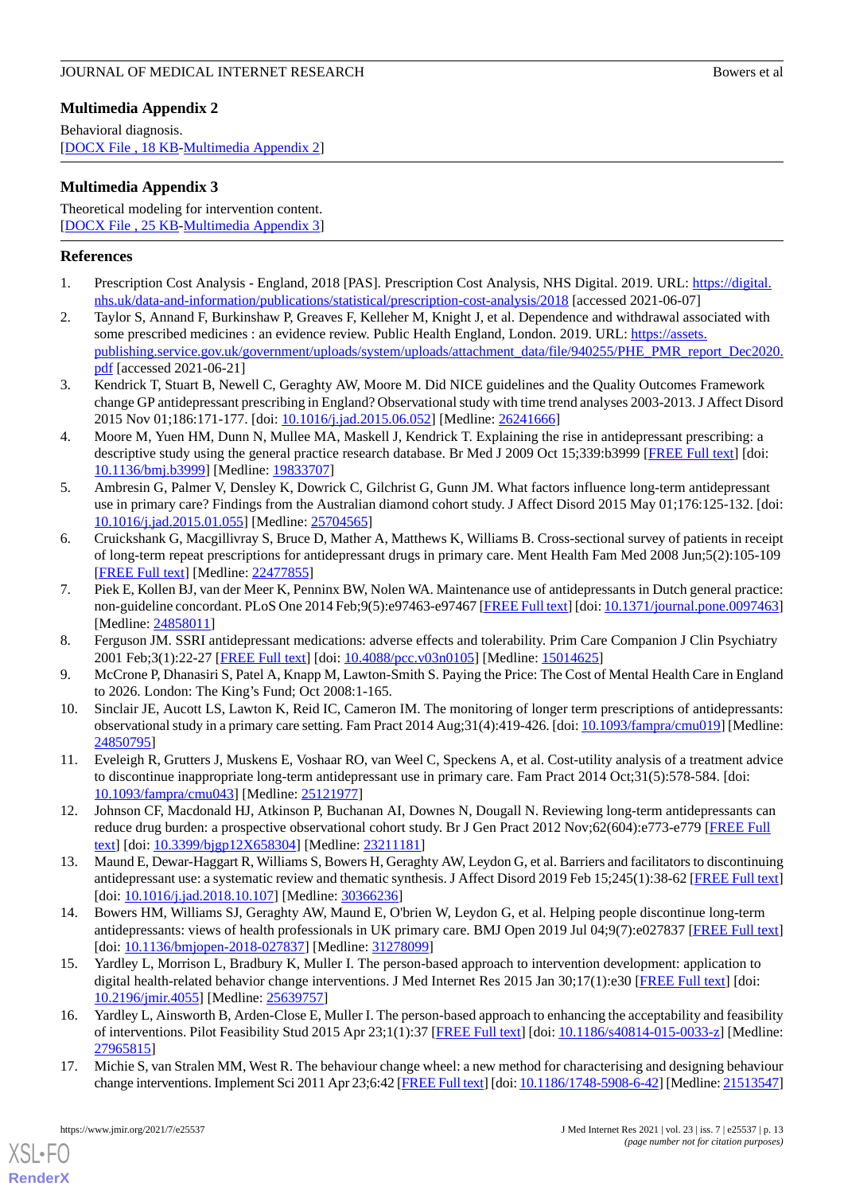## Multimedia Appendix 2

Behavioral diagnosis.

[DOCX File , 18 KB-Multimedia Appendix 2]

## Multimedia Appendix 3

Theoretical modeling for intervention content.

[DOCX File , 25 KB-Multimedia Appendix 3]

## References

1. Prescription Cost Analysis - England, 2018 [PAS]. Prescription Cost Analysis, NHS Digital. 2019. URL: https://digital.nhs.uk/data-and-information/publications/statistical/prescription-cost-analysis/2018 [accessed 2021-06-07]
2. Taylor S, Annand F, Burkinshaw P, Greaves F, Kelleher M, Knight J, et al. Dependence and withdrawal associated with some prescribed medicines : an evidence review. Public Health England, London. 2019. URL: https://assets.publishing.service.gov.uk/government/uploads/system/uploads/attachment_data/file/940255/PHE_PMR_report_Dec2020.pdf [accessed 2021-06-21]
3. Kendrick T, Stuart B, Newell C, Geraghty AW, Moore M. Did NICE guidelines and the Quality Outcomes Framework change GP antidepressant prescribing in England? Observational study with time trend analyses 2003-2013. J Affect Disord 2015 Nov 01;186:171-177. [doi: 10.1016/j.jad.2015.06.052] [Medline: 26241666]
4. Moore M, Yuen HM, Dunn N, Mullee MA, Maskell J, Kendrick T. Explaining the rise in antidepressant prescribing: a descriptive study using the general practice research database. Br Med J 2009 Oct 15;339:b3999 [FREE Full text] [doi: 10.1136/bmj.b3999] [Medline: 19833707]
5. Ambresin G, Palmer V, Densley K, Dowrick C, Gilchrist G, Gunn JM. What factors influence long-term antidepressant use in primary care? Findings from the Australian diamond cohort study. J Affect Disord 2015 May 01;176:125-132. [doi: 10.1016/j.jad.2015.01.055] [Medline: 25704565]
6. Cruickshank G, Macgillivray S, Bruce D, Mather A, Matthews K, Williams B. Cross-sectional survey of patients in receipt of long-term repeat prescriptions for antidepressant drugs in primary care. Ment Health Fam Med 2008 Jun;5(2):105-109 [FREE Full text] [Medline: 22477855]
7. Piek E, Kollen BJ, van der Meer K, Penninx BW, Nolen WA. Maintenance use of antidepressants in Dutch general practice: non-guideline concordant. PLoS One 2014 Feb;9(5):e97463-e97467 [FREE Full text] [doi: 10.1371/journal.pone.0097463] [Medline: 24858011]
8. Ferguson JM. SSRI antidepressant medications: adverse effects and tolerability. Prim Care Companion J Clin Psychiatry 2001 Feb;3(1):22-27 [FREE Full text] [doi: 10.4088/pcc.v03n0105] [Medline: 15014625]
9. McCrone P, Dhanasiri S, Patel A, Knapp M, Lawton-Smith S. Paying the Price: The Cost of Mental Health Care in England to 2026. London: The King's Fund; Oct 2008:1-165.
10. Sinclair JE, Aucott LS, Lawton K, Reid IC, Cameron IM. The monitoring of longer term prescriptions of antidepressants: observational study in a primary care setting. Fam Pract 2014 Aug;31(4):419-426. [doi: 10.1093/fampra/cmu019] [Medline: 24850795]
11. Eveleigh R, Grutters J, Muskens E, Voshaar RO, van Weel C, Speckens A, et al. Cost-utility analysis of a treatment advice to discontinue inappropriate long-term antidepressant use in primary care. Fam Pract 2014 Oct;31(5):578-584. [doi: 10.1093/fampra/cmu043] [Medline: 25121977]
12. Johnson CF, Macdonald HJ, Atkinson P, Buchanan AI, Downes N, Dougall N. Reviewing long-term antidepressants can reduce drug burden: a prospective observational cohort study. Br J Gen Pract 2012 Nov;62(604):e773-e779 [FREE Full text] [doi: 10.3399/bjgp12X658304] [Medline: 23211181]
13. Maund E, Dewar-Haggart R, Williams S, Bowers H, Geraghty AW, Leydon G, et al. Barriers and facilitators to discontinuing antidepressant use: a systematic review and thematic synthesis. J Affect Disord 2019 Feb 15;245(1):38-62 [FREE Full text] [doi: 10.1016/j.jad.2018.10.107] [Medline: 30366236]
14. Bowers HM, Williams SJ, Geraghty AW, Maund E, O'brien W, Leydon G, et al. Helping people discontinue long-term antidepressants: views of health professionals in UK primary care. BMJ Open 2019 Jul 04;9(7):e027837 [FREE Full text] [doi: 10.1136/bmjopen-2018-027837] [Medline: 31278099]
15. Yardley L, Morrison L, Bradbury K, Muller I. The person-based approach to intervention development: application to digital health-related behavior change interventions. J Med Internet Res 2015 Jan 30;17(1):e30 [FREE Full text] [doi: 10.2196/jmir.4055] [Medline: 25639757]
16. Yardley L, Ainsworth B, Arden-Close E, Muller I. The person-based approach to enhancing the acceptability and feasibility of interventions. Pilot Feasibility Stud 2015 Apr 23;1(1):37 [FREE Full text] [doi: 10.1186/s40814-015-0033-z] [Medline: 27965815]
17. Michie S, van Stralen MM, West R. The behaviour change wheel: a new method for characterising and designing behaviour change interventions. Implement Sci 2011 Apr 23;6:42 [FREE Full text] [doi: 10.1186/1748-5908-6-42] [Medline: 21513547]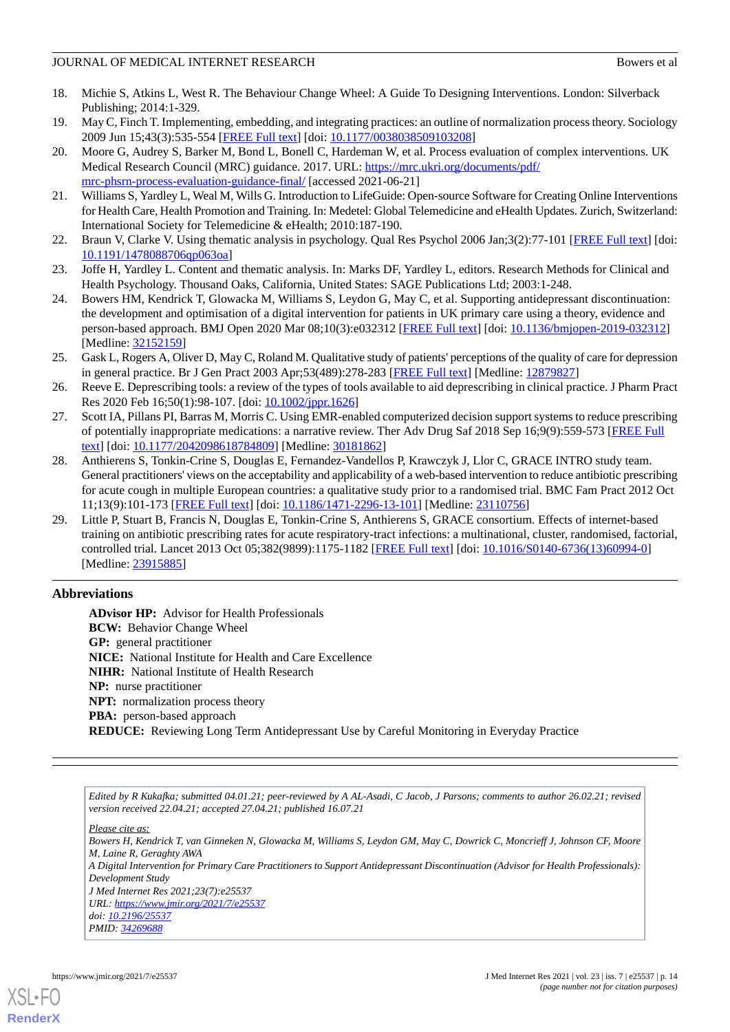18. Michie S, Atkins L, West R. The Behaviour Change Wheel: A Guide To Designing Interventions. London: Silverback Publishing; 2014:1-329.
19. May C, Finch T. Implementing, embedding, and integrating practices: an outline of normalization process theory. Sociology 2009 Jun 15;43(3):535-554 [FREE Full text] [doi: 10.1177/0038038509103208]
20. Moore G, Audrey S, Barker M, Bond L, Bonell C, Hardeman W, et al. Process evaluation of complex interventions. UK Medical Research Council (MRC) guidance. 2017. URL: https://mrc.ukri.org/documents/pdf/mrc-phsrn-process-evaluation-guidance-final/ [accessed 2021-06-21]
21. Williams S, Yardley L, Weal M, Wills G. Introduction to LifeGuide: Open-source Software for Creating Online Interventions for Health Care, Health Promotion and Training. In: Medetel: Global Telemedicine and eHealth Updates. Zurich, Switzerland: International Society for Telemedicine & eHealth; 2010:187-190.
22. Braun V, Clarke V. Using thematic analysis in psychology. Qual Res Psychol 2006 Jan;3(2):77-101 [FREE Full text] [doi: 10.1191/1478088706qp063oa]
23. Joffe H, Yardley L. Content and thematic analysis. In: Marks DF, Yardley L, editors. Research Methods for Clinical and Health Psychology. Thousand Oaks, California, United States: SAGE Publications Ltd; 2003:1-248.
24. Bowers HM, Kendrick T, Glowacka M, Williams S, Leydon G, May C, et al. Supporting antidepressant discontinuation: the development and optimisation of a digital intervention for patients in UK primary care using a theory, evidence and person-based approach. BMJ Open 2020 Mar 08;10(3):e032312 [FREE Full text] [doi: 10.1136/bmjopen-2019-032312] [Medline: 32152159]
25. Gask L, Rogers A, Oliver D, May C, Roland M. Qualitative study of patients' perceptions of the quality of care for depression in general practice. Br J Gen Pract 2003 Apr;53(489):278-283 [FREE Full text] [Medline: 12879827]
26. Reeve E. Deprescribing tools: a review of the types of tools available to aid deprescribing in clinical practice. J Pharm Pract Res 2020 Feb 16;50(1):98-107. [doi: 10.1002/jppr.1626]
27. Scott IA, Pillans PI, Barras M, Morris C. Using EMR-enabled computerized decision support systems to reduce prescribing of potentially inappropriate medications: a narrative review. Ther Adv Drug Saf 2018 Sep 16;9(9):559-573 [FREE Full text] [doi: 10.1177/2042098618784809] [Medline: 30181862]
28. Anthierens S, Tonkin-Crine S, Douglas E, Fernandez-Vandellos P, Krawczyk J, Llor C, GRACE INTRO study team. General practitioners' views on the acceptability and applicability of a web-based intervention to reduce antibiotic prescribing for acute cough in multiple European countries: a qualitative study prior to a randomised trial. BMC Fam Pract 2012 Oct 11;13(9):101-173 [FREE Full text] [doi: 10.1186/1471-2296-13-101] [Medline: 23110756]
29. Little P, Stuart B, Francis N, Douglas E, Tonkin-Crine S, Anthierens S, GRACE consortium. Effects of internet-based training on antibiotic prescribing rates for acute respiratory-tract infections: a multinational, cluster, randomised, factorial, controlled trial. Lancet 2013 Oct 05;382(9899):1175-1182 [FREE Full text] [doi: 10.1016/S0140-6736(13)60994-0] [Medline: 23915885]

## Abbreviations

**ADvisor HP:** Advisor for Health Professionals
**BCW:** Behavior Change Wheel
**GP:** general practitioner
**NICE:** National Institute for Health and Care Excellence
**NIHR:** National Institute of Health Research
**NP:** nurse practitioner
**NPT:** normalization process theory
**PBA:** person-based approach
**REDUCE:** Reviewing Long Term Antidepressant Use by Careful Monitoring in Everyday Practice

---

*Edited by R Kukafka; submitted 04.01.21; peer-reviewed by A AL-Asadi, C Jacob, J Parsons; comments to author 26.02.21; revised version received 22.04.21; accepted 27.04.21; published 16.07.21*

*Please cite as:*
*Bowers HM, Kendrick T, van Ginneken N, Glowacka M, Williams S, Leydon GM, May C, Dowrick C, Moncrieff J, Johnson CF, Moore M, Laine R, Geraghty AWA*
*A Digital Intervention for Primary Care Practitioners to Support Antidepressant Discontinuation (Advisor for Health Professionals): Development Study*
*J Med Internet Res 2021;23(7):e25537*
*URL: https://www.jmir.org/2021/7/e25537*
*doi: 10.2196/25537*
*PMID: 34269688*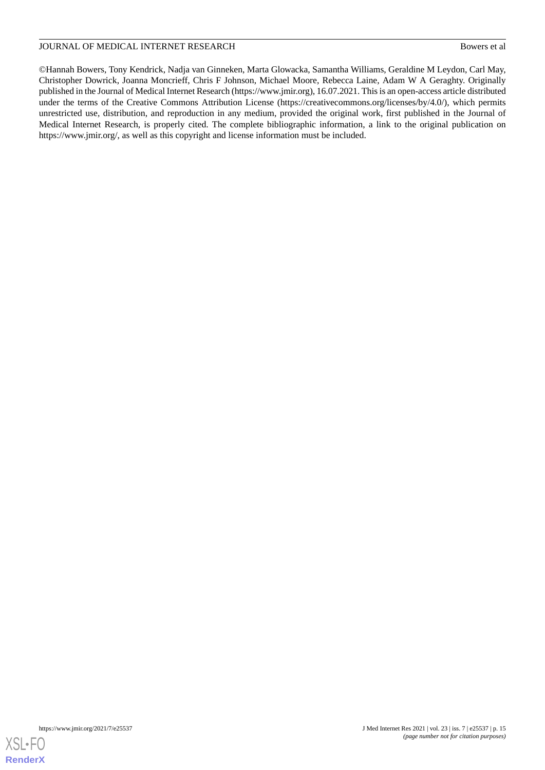©Hannah Bowers, Tony Kendrick, Nadja van Ginneken, Marta Glowacka, Samantha Williams, Geraldine M Leydon, Carl May, Christopher Dowrick, Joanna Moncrieff, Chris F Johnson, Michael Moore, Rebecca Laine, Adam W A Geraghty. Originally published in the Journal of Medical Internet Research (https://www.jmir.org), 16.07.2021. This is an open-access article distributed under the terms of the Creative Commons Attribution License (https://creativecommons.org/licenses/by/4.0/), which permits unrestricted use, distribution, and reproduction in any medium, provided the original work, first published in the Journal of Medical Internet Research, is properly cited. The complete bibliographic information, a link to the original publication on https://www.jmir.org/, as well as this copyright and license information must be included.